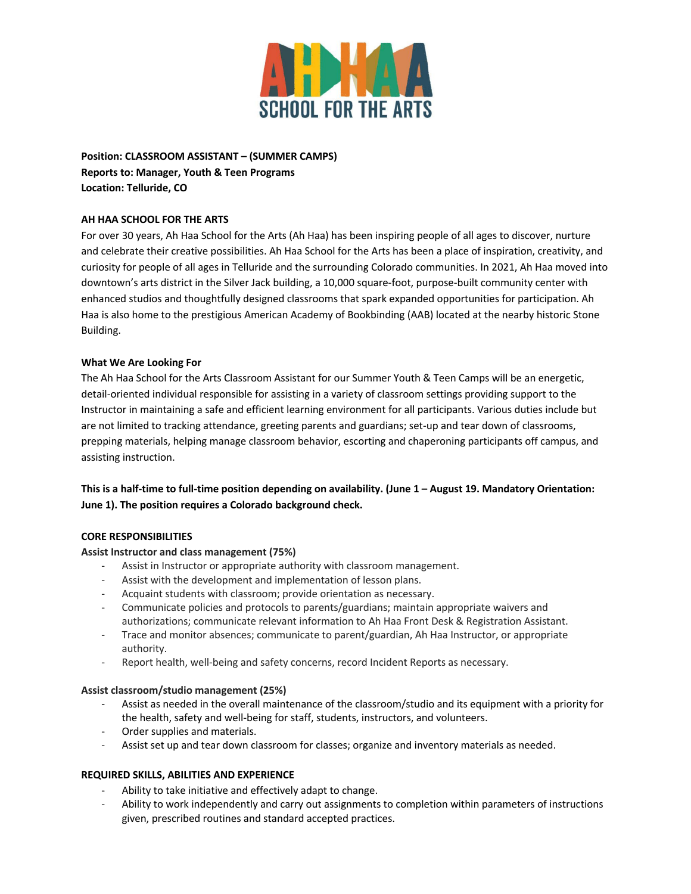**Position: CLASSROOM ASSISTANT – (SUMMER CAMPS)**
**Reports to: Manager, Youth & Teen Programs**
**Location: Telluride, CO**

**AH HAA SCHOOL FOR THE ARTS**

For over 30 years, Ah Haa School for the Arts (Ah Haa) has been inspiring people of all ages to discover, nurture and celebrate their creative possibilities. Ah Haa School for the Arts has been a place of inspiration, creativity, and curiosity for people of all ages in Telluride and the surrounding Colorado communities. In 2021, Ah Haa moved into downtown's arts district in the Silver Jack building, a 10,000 square-foot, purpose-built community center with enhanced studios and thoughtfully designed classrooms that spark expanded opportunities for participation. Ah Haa is also home to the prestigious American Academy of Bookbinding (AAB) located at the nearby historic Stone Building.

**What We Are Looking For**

The Ah Haa School for the Arts Classroom Assistant for our Summer Youth & Teen Camps will be an energetic, detail-oriented individual responsible for assisting in a variety of classroom settings providing support to the Instructor in maintaining a safe and efficient learning environment for all participants. Various duties include but are not limited to tracking attendance, greeting parents and guardians; set-up and tear down of classrooms, prepping materials, helping manage classroom behavior, escorting and chaperoning participants off campus, and assisting instruction.

**This is a half-time to full-time position depending on availability. (June 1 – August 19. Mandatory Orientation: June 1). The position requires a Colorado background check.**

**CORE RESPONSIBILITIES**

**Assist Instructor and class management (75%)**

- Assist in Instructor or appropriate authority with classroom management.
- Assist with the development and implementation of lesson plans.
- Acquaint students with classroom; provide orientation as necessary.
- Communicate policies and protocols to parents/guardians; maintain appropriate waivers and authorizations; communicate relevant information to Ah Haa Front Desk & Registration Assistant.
- Trace and monitor absences; communicate to parent/guardian, Ah Haa Instructor, or appropriate authority.
- Report health, well-being and safety concerns, record Incident Reports as necessary.

**Assist classroom/studio management (25%)**

- Assist as needed in the overall maintenance of the classroom/studio and its equipment with a priority for the health, safety and well-being for staff, students, instructors, and volunteers.
- Order supplies and materials.
- Assist set up and tear down classroom for classes; organize and inventory materials as needed.

**REQUIRED SKILLS, ABILITIES AND EXPERIENCE**

- Ability to take initiative and effectively adapt to change.
- Ability to work independently and carry out assignments to completion within parameters of instructions given, prescribed routines and standard accepted practices.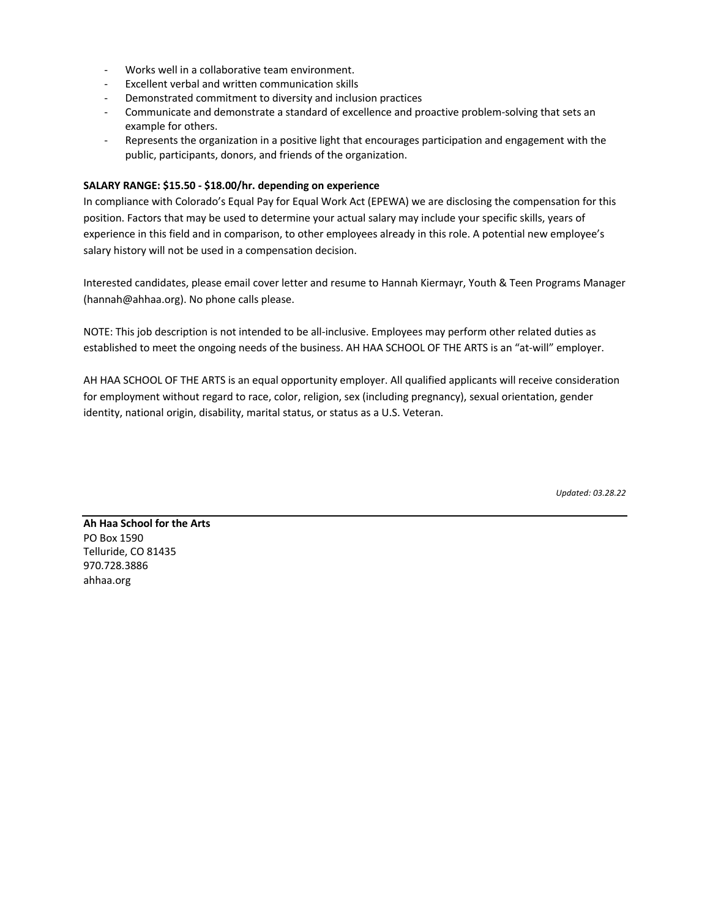- Works well in a collaborative team environment.
- Excellent verbal and written communication skills
- Demonstrated commitment to diversity and inclusion practices
- Communicate and demonstrate a standard of excellence and proactive problem-solving that sets an example for others.
- Represents the organization in a positive light that encourages participation and engagement with the public, participants, donors, and friends of the organization.

**SALARY RANGE: $15.50 - $18.00/hr. depending on experience**

In compliance with Colorado's Equal Pay for Equal Work Act (EPEWA) we are disclosing the compensation for this position. Factors that may be used to determine your actual salary may include your specific skills, years of experience in this field and in comparison, to other employees already in this role. A potential new employee's salary history will not be used in a compensation decision.

Interested candidates, please email cover letter and resume to Hannah Kiermayr, Youth & Teen Programs Manager (hannah@ahhaa.org). No phone calls please.

NOTE: This job description is not intended to be all-inclusive. Employees may perform other related duties as established to meet the ongoing needs of the business. AH HAA SCHOOL OF THE ARTS is an "at-will" employer.

AH HAA SCHOOL OF THE ARTS is an equal opportunity employer. All qualified applicants will receive consideration for employment without regard to race, color, religion, sex (including pregnancy), sexual orientation, gender identity, national origin, disability, marital status, or status as a U.S. Veteran.

*Updated: 03.28.22*

---

**Ah Haa School for the Arts**
PO Box 1590
Telluride, CO 81435
970.728.3886
ahhaa.org